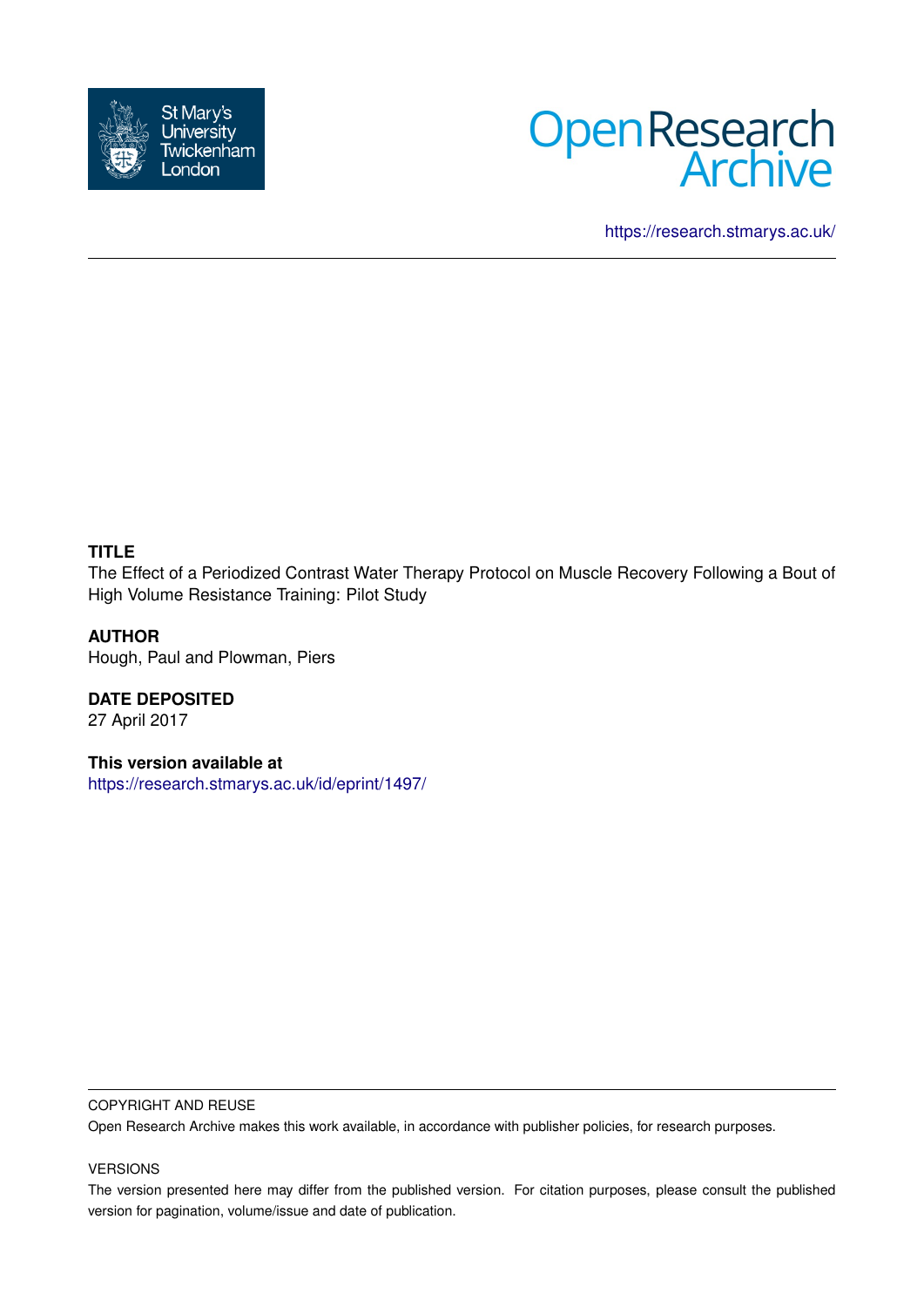St Mary's University Twickenham London

Open Research Archive

https://research.stmarys.ac.uk/

---

**TITLE**

The Effect of a Periodized Contrast Water Therapy Protocol on Muscle Recovery Following a Bout of High Volume Resistance Training: Pilot Study

**AUTHOR**

Hough, Paul and Plowman, Piers

**DATE DEPOSITED**

27 April 2017

**This version available at**

https://research.stmarys.ac.uk/id/eprint/1497/

---

COPYRIGHT AND REUSE

Open Research Archive makes this work available, in accordance with publisher policies, for research purposes.

VERSIONS

The version presented here may differ from the published version. For citation purposes, please consult the published version for pagination, volume/issue and date of publication.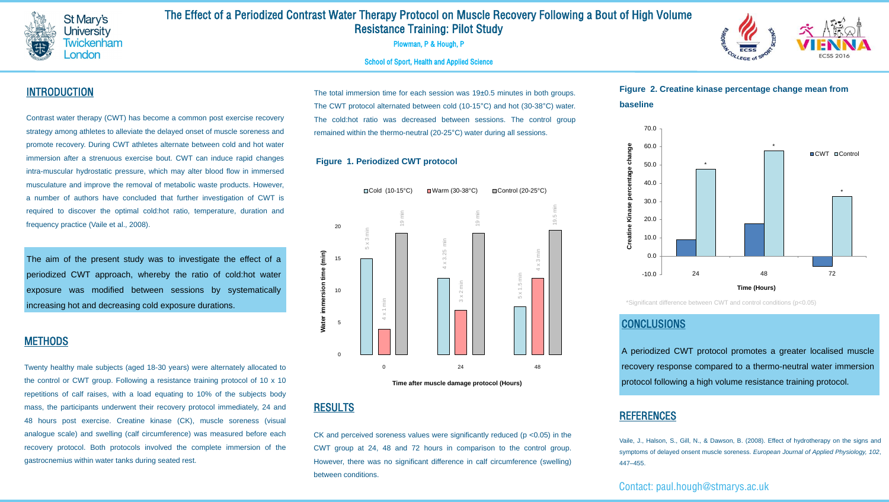# The Effect of a Periodized Contrast Water Therapy Protocol on Muscle Recovery Following a Bout of High Volume Resistance Training: Pilot Study

Plowman, P & Hough, P

School of Sport, Health and Applied Science

## INTRODUCTION

Contrast water therapy (CWT) has become a common post exercise recovery strategy among athletes to alleviate the delayed onset of muscle soreness and promote recovery. During CWT athletes alternate between cold and hot water immersion after a strenuous exercise bout. CWT can induce rapid changes intra-muscular hydrostatic pressure, which may alter blood flow in immersed musculature and improve the removal of metabolic waste products. However, a number of authors have concluded that further investigation of CWT is required to discover the optimal cold:hot ratio, temperature, duration and frequency practice (Vaile et al., 2008).

The aim of the present study was to investigate the effect of a periodized CWT approach, whereby the ratio of cold:hot water exposure was modified between sessions by systematically increasing hot and decreasing cold exposure durations.

## METHODS

Twenty healthy male subjects (aged 18-30 years) were alternately allocated to the control or CWT group. Following a resistance training protocol of 10 x 10 repetitions of calf raises, with a load equating to 10% of the subjects body mass, the participants underwent their recovery protocol immediately, 24 and 48 hours post exercise. Creatine kinase (CK), muscle soreness (visual analogue scale) and swelling (calf circumference) was measured before each recovery protocol. Both protocols involved the complete immersion of the gastrocnemius within water tanks during seated rest.

The total immersion time for each session was 19±0.5 minutes in both groups. The CWT protocol alternated between cold (10-15°C) and hot (30-38°C) water. The cold:hot ratio was decreased between sessions. The control group remained within the thermo-neutral (20-25°C) water during all sessions.

**Figure 1. Periodized CWT protocol**

Cold (10-15°C) Warm (30-38°C) Control (20-25°C)

Water immersion time (min)

0 5 10 15 20

5 x 3 min, 4 x 1 min, 19 min

4 x 3.25 min, 3 x 2 min, 19 min

5 x 1.5 min, 4 x 3 min, 19.5 min

0 24 48

Time after muscle damage protocol (Hours)

## RESULTS

CK and perceived soreness values were significantly reduced ($p < 0.05$) in the CWT group at 24, 48 and 72 hours in comparison to the control group. However, there was no significant difference in calf circumference (swelling) between conditions.

**Figure 2. Creatine kinase percentage change mean from baseline**

CWT Control

Creatine Kinase percentage change

-10.0 0.0 10.0 20.0 30.0 40.0 50.0 60.0 70.0

24 48 72

Time (Hours)

*Significant difference between CWT and control conditions (p<0.05)

## CONCLUSIONS

A periodized CWT protocol promotes a greater localised muscle recovery response compared to a thermo-neutral water immersion protocol following a high volume resistance training protocol.

## REFERENCES

Vaile, J., Halson, S., Gill, N., & Dawson, B. (2008). Effect of hydrotherapy on the signs and symptoms of delayed onset muscle soreness. *European Journal of Applied Physiology, 102*, 447–455.

Contact: paul.hough@stmarys.ac.uk